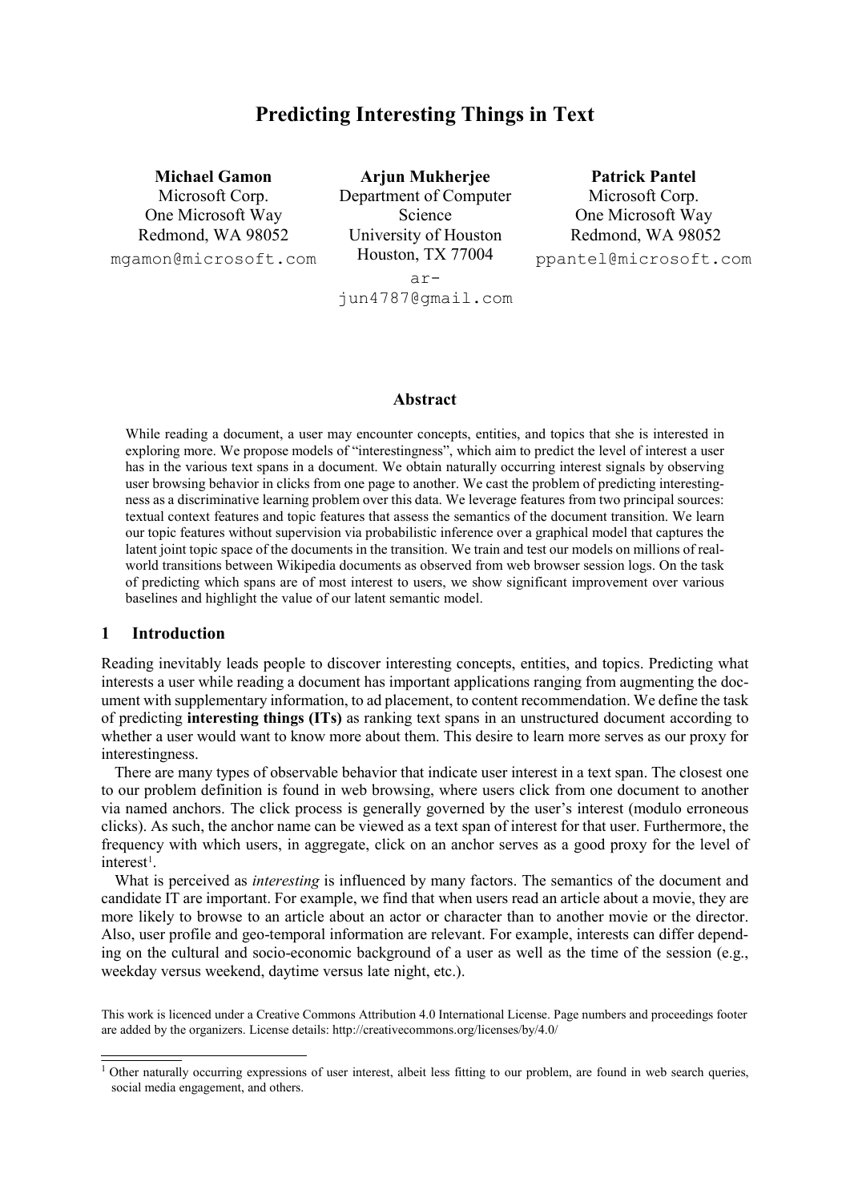# Predicting Interesting Things in Text

**Michael Gamon**
Microsoft Corp.
One Microsoft Way
Redmond, WA 98052
mgamon@microsoft.com

**Arjun Mukherjee**
Department of Computer Science
University of Houston
Houston, TX 77004
arjun4787@gmail.com

**Patrick Pantel**
Microsoft Corp.
One Microsoft Way
Redmond, WA 98052
ppantel@microsoft.com

### Abstract

While reading a document, a user may encounter concepts, entities, and topics that she is interested in exploring more. We propose models of "interestingness", which aim to predict the level of interest a user has in the various text spans in a document. We obtain naturally occurring interest signals by observing user browsing behavior in clicks from one page to another. We cast the problem of predicting interestingness as a discriminative learning problem over this data. We leverage features from two principal sources: textual context features and topic features that assess the semantics of the document transition. We learn our topic features without supervision via probabilistic inference over a graphical model that captures the latent joint topic space of the documents in the transition. We train and test our models on millions of real-world transitions between Wikipedia documents as observed from web browser session logs. On the task of predicting which spans are of most interest to users, we show significant improvement over various baselines and highlight the value of our latent semantic model.

## 1 Introduction

Reading inevitably leads people to discover interesting concepts, entities, and topics. Predicting what interests a user while reading a document has important applications ranging from augmenting the document with supplementary information, to ad placement, to content recommendation. We define the task of predicting **interesting things (ITs)** as ranking text spans in an unstructured document according to whether a user would want to know more about them. This desire to learn more serves as our proxy for interestingness.

There are many types of observable behavior that indicate user interest in a text span. The closest one to our problem definition is found in web browsing, where users click from one document to another via named anchors. The click process is generally governed by the user's interest (modulo erroneous clicks). As such, the anchor name can be viewed as a text span of interest for that user. Furthermore, the frequency with which users, in aggregate, click on an anchor serves as a good proxy for the level of interest[1].

What is perceived as *interesting* is influenced by many factors. The semantics of the document and candidate IT are important. For example, we find that when users read an article about a movie, they are more likely to browse to an article about an actor or character than to another movie or the director. Also, user profile and geo-temporal information are relevant. For example, interests can differ depending on the cultural and socio-economic background of a user as well as the time of the session (e.g., weekday versus weekend, daytime versus late night, etc.).

This work is licenced under a Creative Commons Attribution 4.0 International License. Page numbers and proceedings footer are added by the organizers. License details: http://creativecommons.org/licenses/by/4.0/

[1] Other naturally occurring expressions of user interest, albeit less fitting to our problem, are found in web search queries, social media engagement, and others.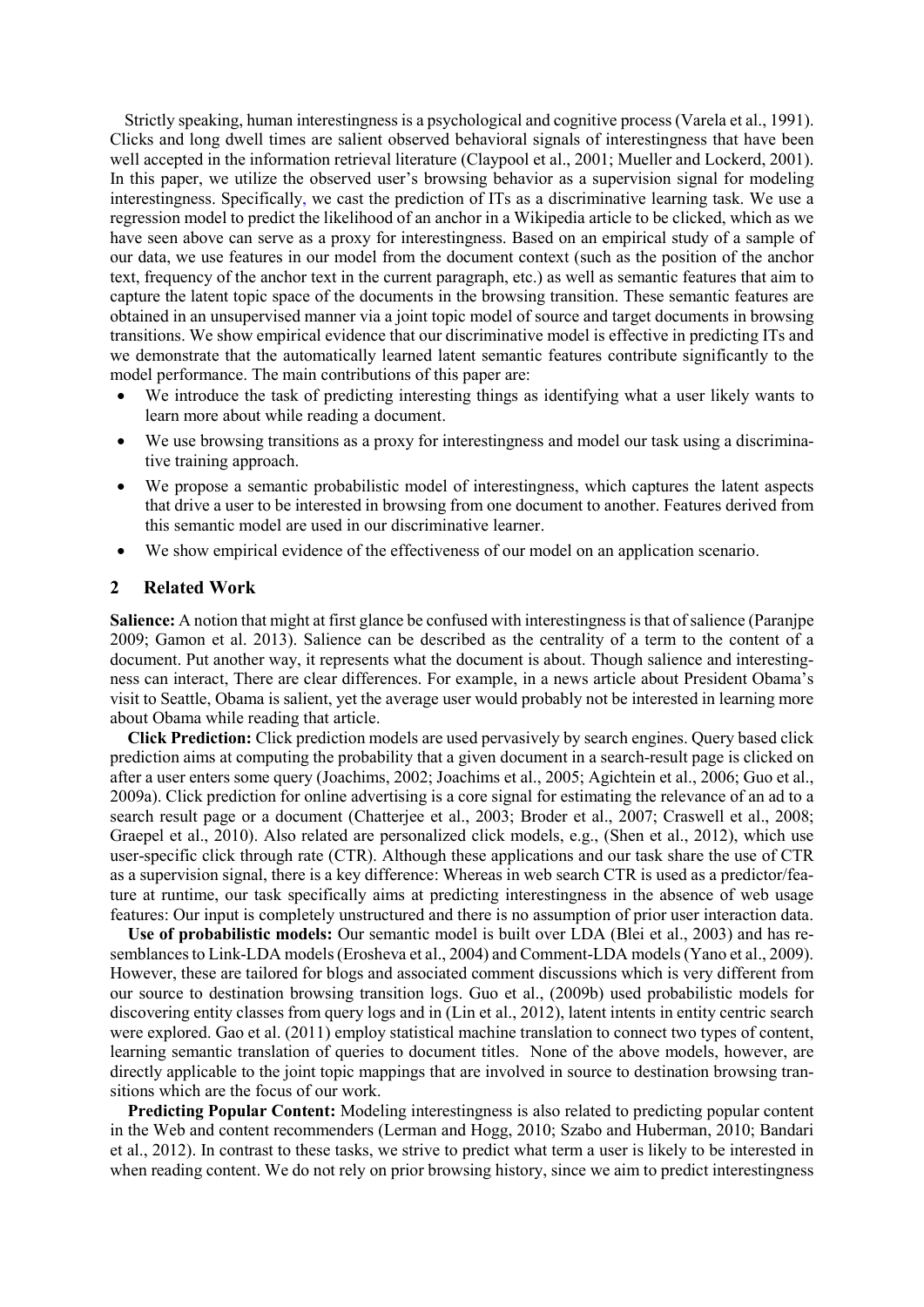Strictly speaking, human interestingness is a psychological and cognitive process (Varela et al., 1991). Clicks and long dwell times are salient observed behavioral signals of interestingness that have been well accepted in the information retrieval literature (Claypool et al., 2001; Mueller and Lockerd, 2001). In this paper, we utilize the observed user's browsing behavior as a supervision signal for modeling interestingness. Specifically, we cast the prediction of ITs as a discriminative learning task. We use a regression model to predict the likelihood of an anchor in a Wikipedia article to be clicked, which as we have seen above can serve as a proxy for interestingness. Based on an empirical study of a sample of our data, we use features in our model from the document context (such as the position of the anchor text, frequency of the anchor text in the current paragraph, etc.) as well as semantic features that aim to capture the latent topic space of the documents in the browsing transition. These semantic features are obtained in an unsupervised manner via a joint topic model of source and target documents in browsing transitions. We show empirical evidence that our discriminative model is effective in predicting ITs and we demonstrate that the automatically learned latent semantic features contribute significantly to the model performance. The main contributions of this paper are:

- We introduce the task of predicting interesting things as identifying what a user likely wants to learn more about while reading a document.
- We use browsing transitions as a proxy for interestingness and model our task using a discriminative training approach.
- We propose a semantic probabilistic model of interestingness, which captures the latent aspects that drive a user to be interested in browsing from one document to another. Features derived from this semantic model are used in our discriminative learner.
- We show empirical evidence of the effectiveness of our model on an application scenario.

## 2 Related Work

**Salience:** A notion that might at first glance be confused with interestingness is that of salience (Paranjpe 2009; Gamon et al. 2013). Salience can be described as the centrality of a term to the content of a document. Put another way, it represents what the document is about. Though salience and interestingness can interact, There are clear differences. For example, in a news article about President Obama's visit to Seattle, Obama is salient, yet the average user would probably not be interested in learning more about Obama while reading that article.

**Click Prediction:** Click prediction models are used pervasively by search engines. Query based click prediction aims at computing the probability that a given document in a search-result page is clicked on after a user enters some query (Joachims, 2002; Joachims et al., 2005; Agichtein et al., 2006; Guo et al., 2009a). Click prediction for online advertising is a core signal for estimating the relevance of an ad to a search result page or a document (Chatterjee et al., 2003; Broder et al., 2007; Craswell et al., 2008; Graepel et al., 2010). Also related are personalized click models, e.g., (Shen et al., 2012), which use user-specific click through rate (CTR). Although these applications and our task share the use of CTR as a supervision signal, there is a key difference: Whereas in web search CTR is used as a predictor/feature at runtime, our task specifically aims at predicting interestingness in the absence of web usage features: Our input is completely unstructured and there is no assumption of prior user interaction data.

**Use of probabilistic models:** Our semantic model is built over LDA (Blei et al., 2003) and has resemblances to Link-LDA models (Erosheva et al., 2004) and Comment-LDA models (Yano et al., 2009). However, these are tailored for blogs and associated comment discussions which is very different from our source to destination browsing transition logs. Guo et al., (2009b) used probabilistic models for discovering entity classes from query logs and in (Lin et al., 2012), latent intents in entity centric search were explored. Gao et al. (2011) employ statistical machine translation to connect two types of content, learning semantic translation of queries to document titles. None of the above models, however, are directly applicable to the joint topic mappings that are involved in source to destination browsing transitions which are the focus of our work.

**Predicting Popular Content:** Modeling interestingness is also related to predicting popular content in the Web and content recommenders (Lerman and Hogg, 2010; Szabo and Huberman, 2010; Bandari et al., 2012). In contrast to these tasks, we strive to predict what term a user is likely to be interested in when reading content. We do not rely on prior browsing history, since we aim to predict interestingness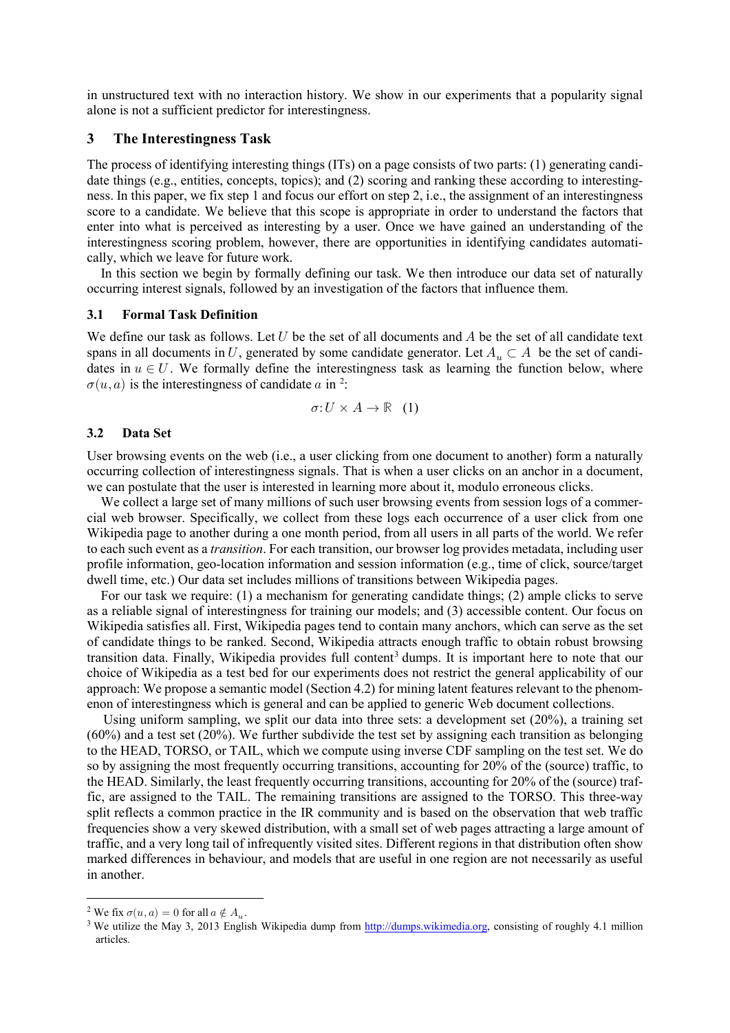in unstructured text with no interaction history. We show in our experiments that a popularity signal alone is not a sufficient predictor for interestingness.

## 3 The Interestingness Task

The process of identifying interesting things (ITs) on a page consists of two parts: (1) generating candidate things (e.g., entities, concepts, topics); and (2) scoring and ranking these according to interestingness. In this paper, we fix step 1 and focus our effort on step 2, i.e., the assignment of an interestingness score to a candidate. We believe that this scope is appropriate in order to understand the factors that enter into what is perceived as interesting by a user. Once we have gained an understanding of the interestingness scoring problem, however, there are opportunities in identifying candidates automatically, which we leave for future work.

In this section we begin by formally defining our task. We then introduce our data set of naturally occurring interest signals, followed by an investigation of the factors that influence them.

### 3.1 Formal Task Definition

We define our task as follows. Let $U$ be the set of all documents and $A$ be the set of all candidate text spans in all documents in $U$, generated by some candidate generator. Let $A_u \subset A$ be the set of candidates in $u \in U$. We formally define the interestingness task as learning the function below, where $\sigma(u,a)$ is the interestingness of candidate $a$ in [2]:

$$\sigma : U \times A \rightarrow \mathbb{R} \quad (1)$$

### 3.2 Data Set

User browsing events on the web (i.e., a user clicking from one document to another) form a naturally occurring collection of interestingness signals. That is when a user clicks on an anchor in a document, we can postulate that the user is interested in learning more about it, modulo erroneous clicks.

We collect a large set of many millions of such user browsing events from session logs of a commercial web browser. Specifically, we collect from these logs each occurrence of a user click from one Wikipedia page to another during a one month period, from all users in all parts of the world. We refer to each such event as a *transition*. For each transition, our browser log provides metadata, including user profile information, geo-location information and session information (e.g., time of click, source/target dwell time, etc.) Our data set includes millions of transitions between Wikipedia pages.

For our task we require: (1) a mechanism for generating candidate things; (2) ample clicks to serve as a reliable signal of interestingness for training our models; and (3) accessible content. Our focus on Wikipedia satisfies all. First, Wikipedia pages tend to contain many anchors, which can serve as the set of candidate things to be ranked. Second, Wikipedia attracts enough traffic to obtain robust browsing transition data. Finally, Wikipedia provides full content[3] dumps. It is important here to note that our choice of Wikipedia as a test bed for our experiments does not restrict the general applicability of our approach: We propose a semantic model (Section 4.2) for mining latent features relevant to the phenomenon of interestingness which is general and can be applied to generic Web document collections.

Using uniform sampling, we split our data into three sets: a development set (20%), a training set (60%) and a test set (20%). We further subdivide the test set by assigning each transition as belonging to the HEAD, TORSO, or TAIL, which we compute using inverse CDF sampling on the test set. We do so by assigning the most frequently occurring transitions, accounting for 20% of the (source) traffic, to the HEAD. Similarly, the least frequently occurring transitions, accounting for 20% of the (source) traffic, are assigned to the TAIL. The remaining transitions are assigned to the TORSO. This three-way split reflects a common practice in the IR community and is based on the observation that web traffic frequencies show a very skewed distribution, with a small set of web pages attracting a large amount of traffic, and a very long tail of infrequently visited sites. Different regions in that distribution often show marked differences in behaviour, and models that are useful in one region are not necessarily as useful in another.

---

[2] We fix $\sigma(u,a) = 0$ for all $a \notin A_u$.

[3] We utilize the May 3, 2013 English Wikipedia dump from http://dumps.wikimedia.org, consisting of roughly 4.1 million articles.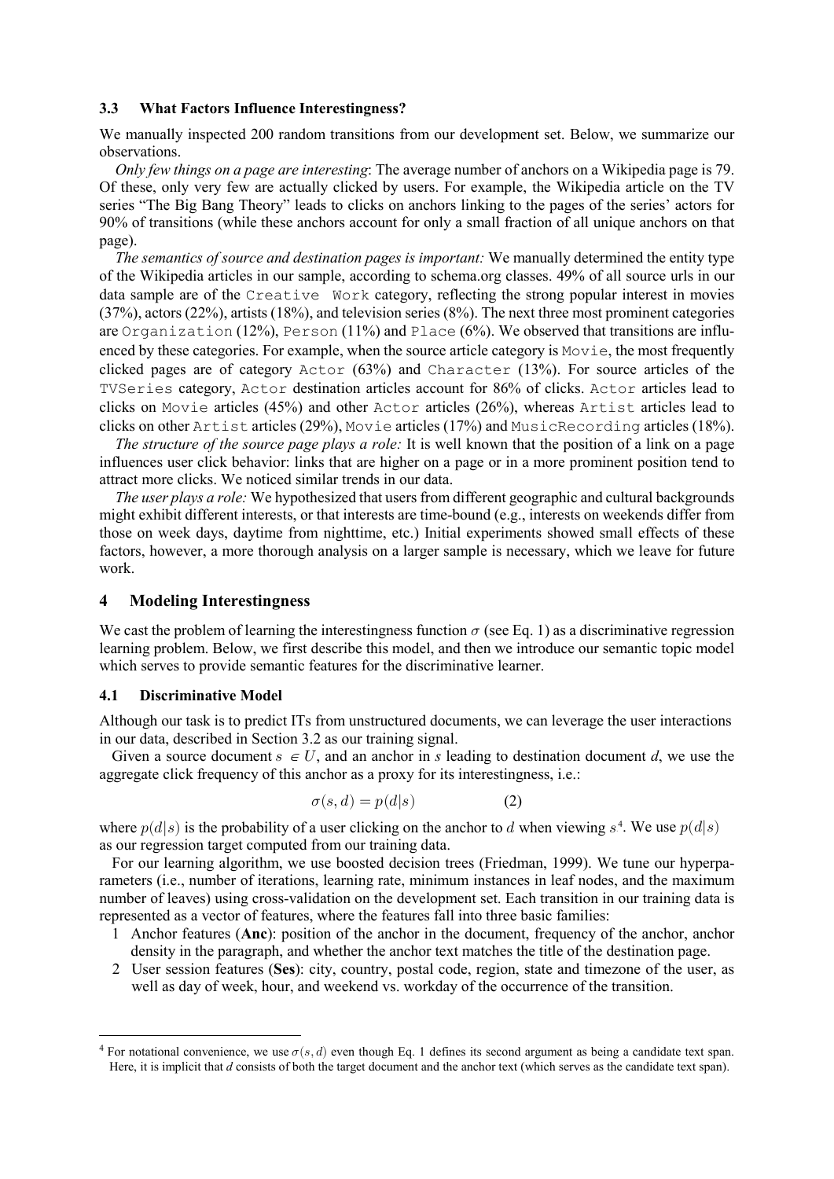### 3.3 What Factors Influence Interestingness?

We manually inspected 200 random transitions from our development set. Below, we summarize our observations.

*Only few things on a page are interesting*: The average number of anchors on a Wikipedia page is 79. Of these, only very few are actually clicked by users. For example, the Wikipedia article on the TV series "The Big Bang Theory" leads to clicks on anchors linking to the pages of the series' actors for 90% of transitions (while these anchors account for only a small fraction of all unique anchors on that page).

*The semantics of source and destination pages is important:* We manually determined the entity type of the Wikipedia articles in our sample, according to schema.org classes. 49% of all source urls in our data sample are of the `Creative Work` category, reflecting the strong popular interest in movies (37%), actors (22%), artists (18%), and television series (8%). The next three most prominent categories are `Organization` (12%), `Person` (11%) and `Place` (6%). We observed that transitions are influenced by these categories. For example, when the source article category is `Movie`, the most frequently clicked pages are of category `Actor` (63%) and `Character` (13%). For source articles of the `TVSeries` category, `Actor` destination articles account for 86% of clicks. `Actor` articles lead to clicks on `Movie` articles (45%) and other `Actor` articles (26%), whereas `Artist` articles lead to clicks on other `Artist` articles (29%), `Movie` articles (17%) and `MusicRecording` articles (18%).

*The structure of the source page plays a role:* It is well known that the position of a link on a page influences user click behavior: links that are higher on a page or in a more prominent position tend to attract more clicks. We noticed similar trends in our data.

*The user plays a role:* We hypothesized that users from different geographic and cultural backgrounds might exhibit different interests, or that interests are time-bound (e.g., interests on weekends differ from those on week days, daytime from nighttime, etc.) Initial experiments showed small effects of these factors, however, a more thorough analysis on a larger sample is necessary, which we leave for future work.

## 4 Modeling Interestingness

We cast the problem of learning the interestingness function $\sigma$ (see Eq. 1) as a discriminative regression learning problem. Below, we first describe this model, and then we introduce our semantic topic model which serves to provide semantic features for the discriminative learner.

### 4.1 Discriminative Model

Although our task is to predict ITs from unstructured documents, we can leverage the user interactions in our data, described in Section 3.2 as our training signal.

Given a source document $s \in U$, and an anchor in $s$ leading to destination document $d$, we use the aggregate click frequency of this anchor as a proxy for its interestingness, i.e.:

$$\sigma(s, d) = p(d|s) \qquad (2)$$

where $p(d|s)$ is the probability of a user clicking on the anchor to $d$ when viewing $s$[4]. We use $p(d|s)$ as our regression target computed from our training data.

For our learning algorithm, we use boosted decision trees (Friedman, 1999). We tune our hyperparameters (i.e., number of iterations, learning rate, minimum instances in leaf nodes, and the maximum number of leaves) using cross-validation on the development set. Each transition in our training data is represented as a vector of features, where the features fall into three basic families:

1. Anchor features (**Anc**): position of the anchor in the document, frequency of the anchor, anchor density in the paragraph, and whether the anchor text matches the title of the destination page.
2. User session features (**Ses**): city, country, postal code, region, state and timezone of the user, as well as day of week, hour, and weekend vs. workday of the occurrence of the transition.

---

[4] For notational convenience, we use $\sigma(s, d)$ even though Eq. 1 defines its second argument as being a candidate text span. Here, it is implicit that $d$ consists of both the target document and the anchor text (which serves as the candidate text span).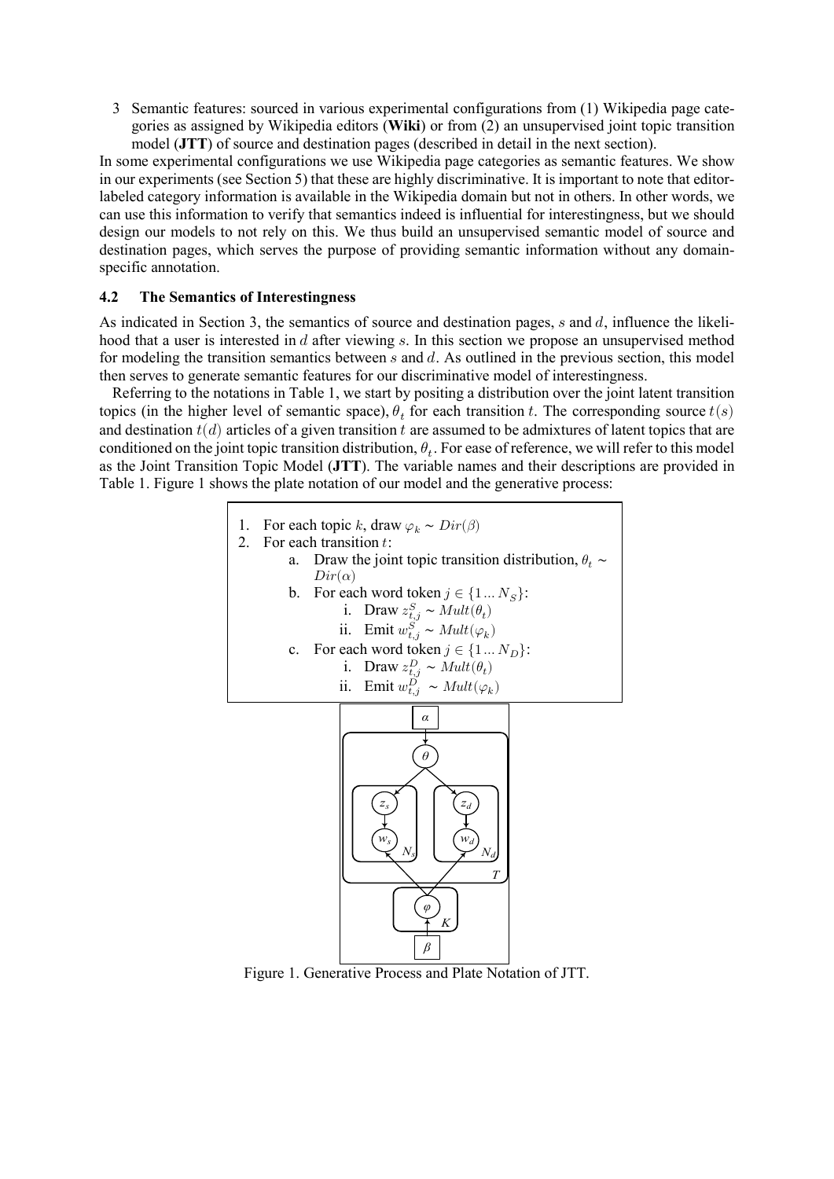3 Semantic features: sourced in various experimental configurations from (1) Wikipedia page categories as assigned by Wikipedia editors (**Wiki**) or from (2) an unsupervised joint topic transition model (**JTT**) of source and destination pages (described in detail in the next section).

In some experimental configurations we use Wikipedia page categories as semantic features. We show in our experiments (see Section 5) that these are highly discriminative. It is important to note that editor-labeled category information is available in the Wikipedia domain but not in others. In other words, we can use this information to verify that semantics indeed is influential for interestingness, but we should design our models to not rely on this. We thus build an unsupervised semantic model of source and destination pages, which serves the purpose of providing semantic information without any domain-specific annotation.

### 4.2 The Semantics of Interestingness

As indicated in Section 3, the semantics of source and destination pages, $s$ and $d$, influence the likelihood that a user is interested in $d$ after viewing $s$. In this section we propose an unsupervised method for modeling the transition semantics between $s$ and $d$. As outlined in the previous section, this model then serves to generate semantic features for our discriminative model of interestingness.

Referring to the notations in Table 1, we start by positing a distribution over the joint latent transition topics (in the higher level of semantic space), $\theta_t$ for each transition $t$. The corresponding source $t(s)$ and destination $t(d)$ articles of a given transition $t$ are assumed to be admixtures of latent topics that are conditioned on the joint topic transition distribution, $\theta_t$. For ease of reference, we will refer to this model as the Joint Transition Topic Model (**JTT**). The variable names and their descriptions are provided in Table 1. Figure 1 shows the plate notation of our model and the generative process:

1. For each topic $k$, draw $\varphi_k \sim Dir(\beta)$
2. For each transition $t$:
   a. Draw the joint topic transition distribution, $\theta_t \sim Dir(\alpha)$
   b. For each word token $j \in \{1 \dots N_S\}$:
      i. Draw $z^S_{t,j} \sim Mult(\theta_t)$
      ii. Emit $w^S_{t,j} \sim Mult(\varphi_k)$
   c. For each word token $j \in \{1 \dots N_D\}$:
      i. Draw $z^D_{t,j} \sim Mult(\theta_t)$
      ii. Emit $w^D_{t,j} \sim Mult(\varphi_k)$

Figure 1. Generative Process and Plate Notation of JTT.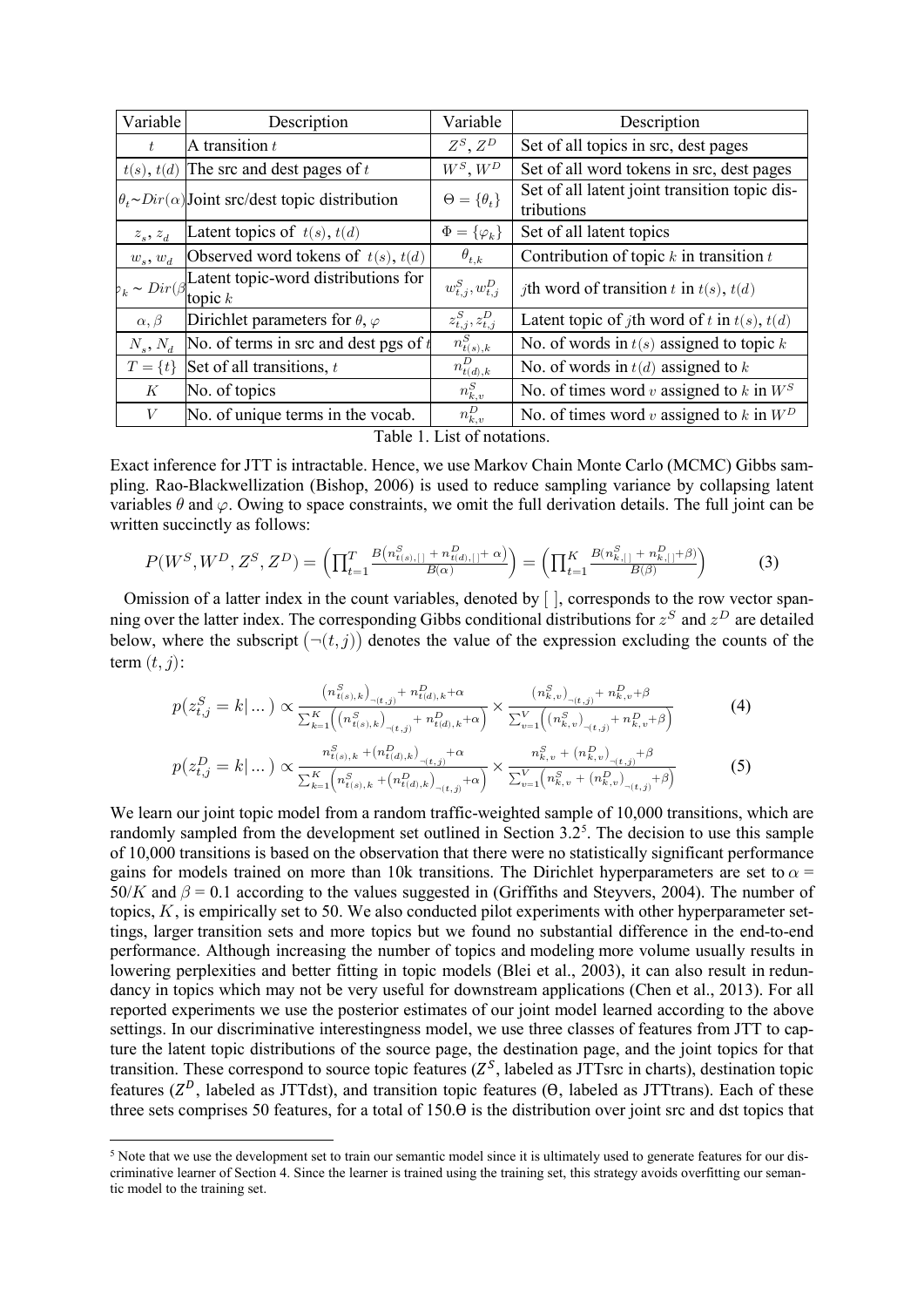| Variable | Description | Variable | Description |
|---|---|---|---|
| $t$ | A transition $t$ | $Z^S$, $Z^D$ | Set of all topics in src, dest pages |
| $t(s)$, $t(d)$ | The src and dest pages of $t$ | $W^S$, $W^D$ | Set of all word tokens in src, dest pages |
| $\theta_t \sim Dir(\alpha)$ | Joint src/dest topic distribution | $\Theta = \{\theta_t\}$ | Set of all latent joint transition topic distributions |
| $z_s$, $z_d$ | Latent topics of $t(s)$, $t(d)$ | $\Phi = \{\varphi_k\}$ | Set of all latent topics |
| $w_s$, $w_d$ | Observed word tokens of $t(s)$, $t(d)$ | $\theta_{t,k}$ | Contribution of topic $k$ in transition $t$ |
| $\varphi_k \sim Dir(\beta)$ | Latent topic-word distributions for topic $k$ | $w^S_{t,j}, w^D_{t,j}$ | $j$th word of transition $t$ in $t(s)$, $t(d)$ |
| $\alpha, \beta$ | Dirichlet parameters for $\theta$, $\varphi$ | $z^S_{t,j}, z^D_{t,j}$ | Latent topic of $j$th word of $t$ in $t(s)$, $t(d)$ |
| $N_s$, $N_d$ | No. of terms in src and dest pgs of $t$ | $n^S_{t(s),k}$ | No. of words in $t(s)$ assigned to topic $k$ |
| $T = \{t\}$ | Set of all transitions, $t$ | $n^D_{t(d),k}$ | No. of words in $t(d)$ assigned to $k$ |
| $K$ | No. of topics | $n^S_{k,v}$ | No. of times word $v$ assigned to $k$ in $W^S$ |
| $V$ | No. of unique terms in the vocab. | $n^D_{k,v}$ | No. of times word $v$ assigned to $k$ in $W^D$ |

Table 1. List of notations.

Exact inference for JTT is intractable. Hence, we use Markov Chain Monte Carlo (MCMC) Gibbs sampling. Rao-Blackwellization (Bishop, 2006) is used to reduce sampling variance by collapsing latent variables $\theta$ and $\varphi$. Owing to space constraints, we omit the full derivation details. The full joint can be written succinctly as follows:

$$P(W^S, W^D, Z^S, Z^D) = \left(\prod_{t=1}^{T} \frac{B(n^S_{t(s),[]} + n^D_{t(d),[]} + \alpha)}{B(\alpha)}\right) = \left(\prod_{t=1}^{K} \frac{B(n^S_{k,[]} + n^D_{k,[]} + \beta)}{B(\beta)}\right) \tag{3}$$

Omission of a latter index in the count variables, denoted by [ ], corresponds to the row vector spanning over the latter index. The corresponding Gibbs conditional distributions for $z^S$ and $z^D$ are detailed below, where the subscript $(\neg(t,j))$ denotes the value of the expression excluding the counts of the term $(t,j)$:

$$p(z^S_{t,j} = k|\dots) \propto \frac{\left(n^S_{t(s),k}\right)_{\neg(t,j)} + n^D_{t(d),k} + \alpha}{\sum_{k=1}^{K}\left(\left(n^S_{t(s),k}\right)_{\neg(t,j)} + n^D_{t(d),k} + \alpha\right)} \times \frac{\left(n^S_{k,v}\right)_{\neg(t,j)} + n^D_{k,v} + \beta}{\sum_{v=1}^{V}\left(\left(n^S_{k,v}\right)_{\neg(t,j)} + n^D_{k,v} + \beta\right)} \tag{4}$$

$$p(z^D_{t,j} = k|\dots) \propto \frac{n^S_{t(s),k} + \left(n^D_{t(d),k}\right)_{\neg(t,j)} + \alpha}{\sum_{k=1}^{K}\left(n^S_{t(s),k} + \left(n^D_{t(d),k}\right)_{\neg(t,j)} + \alpha\right)} \times \frac{n^S_{k,v} + \left(n^D_{k,v}\right)_{\neg(t,j)} + \beta}{\sum_{v=1}^{V}\left(n^S_{k,v} + \left(n^D_{k,v}\right)_{\neg(t,j)} + \beta\right)} \tag{5}$$

We learn our joint topic model from a random traffic-weighted sample of 10,000 transitions, which are randomly sampled from the development set outlined in Section 3.2[5]. The decision to use this sample of 10,000 transitions is based on the observation that there were no statistically significant performance gains for models trained on more than 10k transitions. The Dirichlet hyperparameters are set to $\alpha = 50/K$ and $\beta = 0.1$ according to the values suggested in (Griffiths and Steyvers, 2004). The number of topics, $K$, is empirically set to 50. We also conducted pilot experiments with other hyperparameter settings, larger transition sets and more topics but we found no substantial difference in the end-to-end performance. Although increasing the number of topics and modeling more volume usually results in lowering perplexities and better fitting in topic models (Blei et al., 2003), it can also result in redundancy in topics which may not be very useful for downstream applications (Chen et al., 2013). For all reported experiments we use the posterior estimates of our joint model learned according to the above settings. In our discriminative interestingness model, we use three classes of features from JTT to capture the latent topic distributions of the source page, the destination page, and the joint topics for that transition. These correspond to source topic features ($Z^S$, labeled as JTTsrc in charts), destination topic features ($Z^D$, labeled as JTTdst), and transition topic features ($\Theta$, labeled as JTTtrans). Each of these three sets comprises 50 features, for a total of 150.$\Theta$ is the distribution over joint src and dst topics that

[5] Note that we use the development set to train our semantic model since it is ultimately used to generate features for our discriminative learner of Section 4. Since the learner is trained using the training set, this strategy avoids overfitting our semantic model to the training set.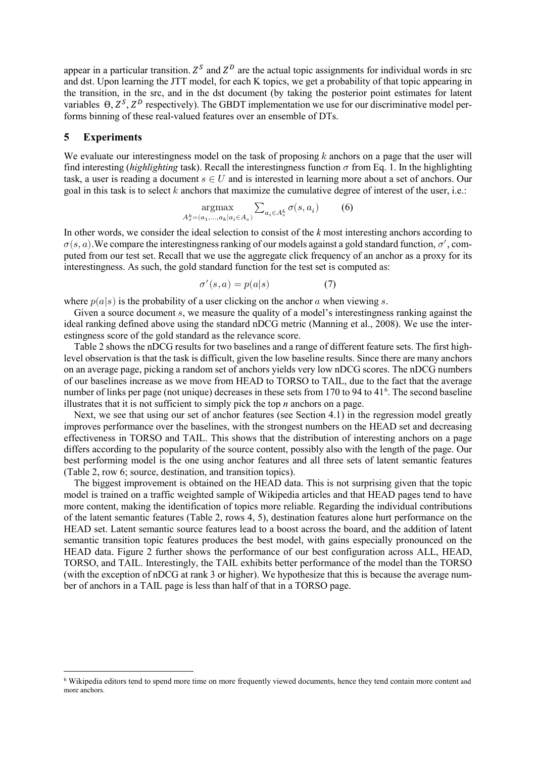appear in a particular transition. $Z^S$ and $Z^D$ are the actual topic assignments for individual words in src and dst. Upon learning the JTT model, for each K topics, we get a probability of that topic appearing in the transition, in the src, and in the dst document (by taking the posterior point estimates for latent variables $\Theta, Z^S, Z^D$ respectively). The GBDT implementation we use for our discriminative model performs binning of these real-valued features over an ensemble of DTs.

## 5 Experiments

We evaluate our interestingness model on the task of proposing $k$ anchors on a page that the user will find interesting (*highlighting* task). Recall the interestingness function $\sigma$ from Eq. 1. In the highlighting task, a user is reading a document $s \in U$ and is interested in learning more about a set of anchors. Our goal in this task is to select $k$ anchors that maximize the cumulative degree of interest of the user, i.e.:

$$\underset{A_s^k=(a_1,\dots,a_k|a_i \in A_s)}{\operatorname{argmax}} \sum_{a_i \in A_s^k} \sigma(s, a_i) \qquad (6)$$

In other words, we consider the ideal selection to consist of the *k* most interesting anchors according to $\sigma(s,a)$.We compare the interestingness ranking of our models against a gold standard function, $\sigma'$, computed from our test set. Recall that we use the aggregate click frequency of an anchor as a proxy for its interestingness. As such, the gold standard function for the test set is computed as:

$$\sigma'(s,a) = p(a|s) \qquad (7)$$

where $p(a|s)$ is the probability of a user clicking on the anchor $a$ when viewing $s$.

Given a source document $s$, we measure the quality of a model's interestingness ranking against the ideal ranking defined above using the standard nDCG metric (Manning et al., 2008). We use the interestingness score of the gold standard as the relevance score.

Table 2 shows the nDCG results for two baselines and a range of different feature sets. The first high-level observation is that the task is difficult, given the low baseline results. Since there are many anchors on an average page, picking a random set of anchors yields very low nDCG scores. The nDCG numbers of our baselines increase as we move from HEAD to TORSO to TAIL, due to the fact that the average number of links per page (not unique) decreases in these sets from 170 to 94 to 41[6]. The second baseline illustrates that it is not sufficient to simply pick the top *n* anchors on a page.

Next, we see that using our set of anchor features (see Section 4.1) in the regression model greatly improves performance over the baselines, with the strongest numbers on the HEAD set and decreasing effectiveness in TORSO and TAIL. This shows that the distribution of interesting anchors on a page differs according to the popularity of the source content, possibly also with the length of the page. Our best performing model is the one using anchor features and all three sets of latent semantic features (Table 2, row 6; source, destination, and transition topics).

The biggest improvement is obtained on the HEAD data. This is not surprising given that the topic model is trained on a traffic weighted sample of Wikipedia articles and that HEAD pages tend to have more content, making the identification of topics more reliable. Regarding the individual contributions of the latent semantic features (Table 2, rows 4, 5), destination features alone hurt performance on the HEAD set. Latent semantic source features lead to a boost across the board, and the addition of latent semantic transition topic features produces the best model, with gains especially pronounced on the HEAD data. Figure 2 further shows the performance of our best configuration across ALL, HEAD, TORSO, and TAIL. Interestingly, the TAIL exhibits better performance of the model than the TORSO (with the exception of nDCG at rank 3 or higher). We hypothesize that this is because the average number of anchors in a TAIL page is less than half of that in a TORSO page.

[6] Wikipedia editors tend to spend more time on more frequently viewed documents, hence they tend contain more content and more anchors.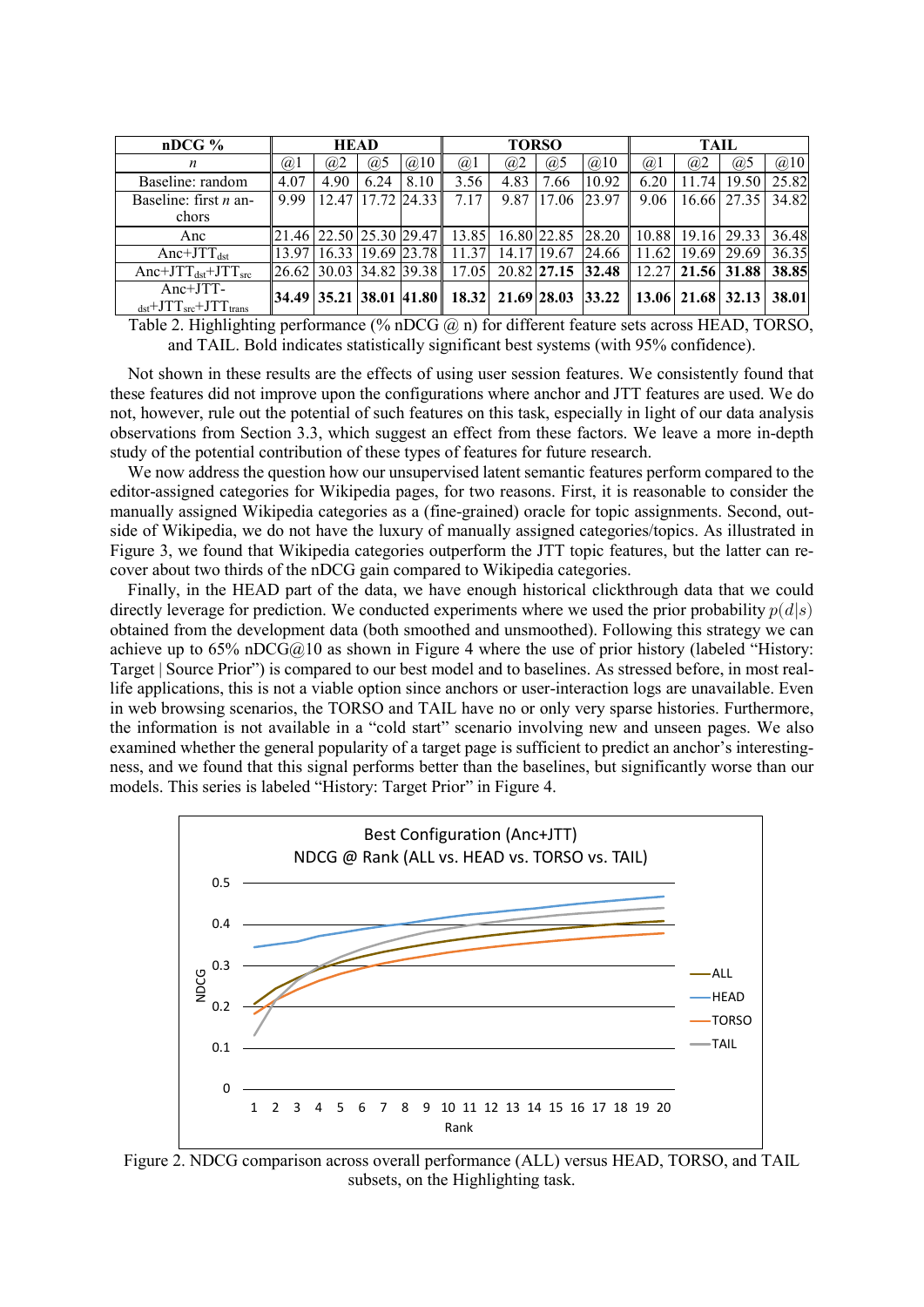| nDCG % | HEAD | | | | TORSO | | | | TAIL | | | |
|---|---|---|---|---|---|---|---|---|---|---|---|---|
| *n* | @1 | @2 | @5 | @10 | @1 | @2 | @5 | @10 | @1 | @2 | @5 | @10 |
| Baseline: random | 4.07 | 4.90 | 6.24 | 8.10 | 3.56 | 4.83 | 7.66 | 10.92 | 6.20 | 11.74 | 19.50 | 25.82 |
| Baseline: first *n* anchors | 9.99 | 12.47 | 17.72 | 24.33 | 7.17 | 9.87 | 17.06 | 23.97 | 9.06 | 16.66 | 27.35 | 34.82 |
| Anc | 21.46 | 22.50 | 25.30 | 29.47 | 13.85 | 16.80 | 22.85 | 28.20 | 10.88 | 19.16 | 29.33 | 36.48 |
| Anc+$JTT_{dst}$ | 13.97 | 16.33 | 19.69 | 23.78 | 11.37 | 14.17 | 19.67 | 24.66 | 11.62 | 19.69 | 29.69 | 36.35 |
| Anc+$JTT_{dst}$+$JTT_{src}$ | 26.62 | 30.03 | 34.82 | 39.38 | 17.05 | 20.82 | **27.15** | **32.48** | 12.27 | **21.56** | **31.88** | **38.85** |
| Anc+JTT-$_{dst}$+$JTT_{src}$+$JTT_{trans}$ | **34.49** | **35.21** | **38.01** | **41.80** | **18.32** | **21.69** | **28.03** | **33.22** | **13.06** | **21.68** | **32.13** | **38.01** |

Table 2. Highlighting performance (% nDCG @ n) for different feature sets across HEAD, TORSO, and TAIL. Bold indicates statistically significant best systems (with 95% confidence).

Not shown in these results are the effects of using user session features. We consistently found that these features did not improve upon the configurations where anchor and JTT features are used. We do not, however, rule out the potential of such features on this task, especially in light of our data analysis observations from Section 3.3, which suggest an effect from these factors. We leave a more in-depth study of the potential contribution of these types of features for future research.

We now address the question how our unsupervised latent semantic features perform compared to the editor-assigned categories for Wikipedia pages, for two reasons. First, it is reasonable to consider the manually assigned Wikipedia categories as a (fine-grained) oracle for topic assignments. Second, outside of Wikipedia, we do not have the luxury of manually assigned categories/topics. As illustrated in Figure 3, we found that Wikipedia categories outperform the JTT topic features, but the latter can recover about two thirds of the nDCG gain compared to Wikipedia categories.

Finally, in the HEAD part of the data, we have enough historical clickthrough data that we could directly leverage for prediction. We conducted experiments where we used the prior probability $p(d|s)$ obtained from the development data (both smoothed and unsmoothed). Following this strategy we can achieve up to 65% nDCG@10 as shown in Figure 4 where the use of prior history (labeled "History: Target | Source Prior") is compared to our best model and to baselines. As stressed before, in most real-life applications, this is not a viable option since anchors or user-interaction logs are unavailable. Even in web browsing scenarios, the TORSO and TAIL have no or only very sparse histories. Furthermore, the information is not available in a "cold start" scenario involving new and unseen pages. We also examined whether the general popularity of a target page is sufficient to predict an anchor's interestingness, and we found that this signal performs better than the baselines, but significantly worse than our models. This series is labeled "History: Target Prior" in Figure 4.

Figure 2. NDCG comparison across overall performance (ALL) versus HEAD, TORSO, and TAIL subsets, on the Highlighting task.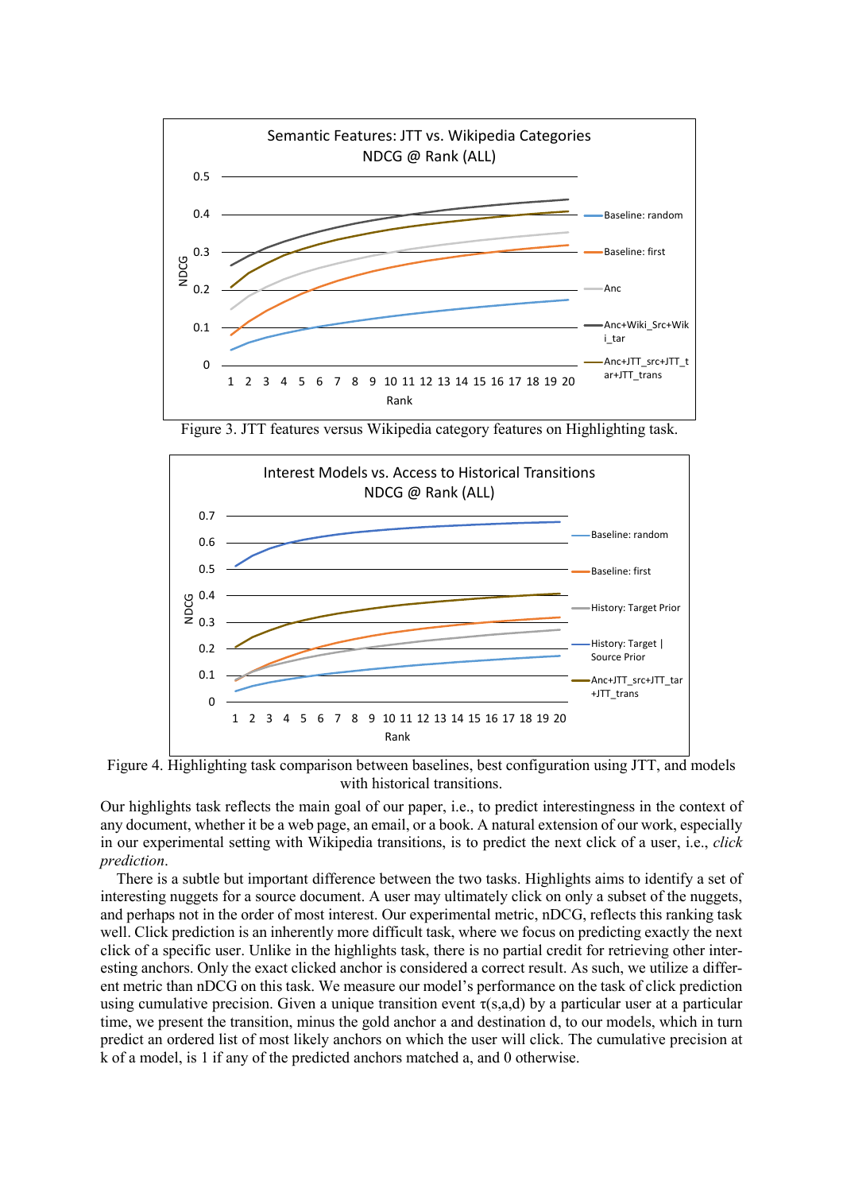Figure 3. JTT features versus Wikipedia category features on Highlighting task.

Figure 4. Highlighting task comparison between baselines, best configuration using JTT, and models with historical transitions.

Our highlights task reflects the main goal of our paper, i.e., to predict interestingness in the context of any document, whether it be a web page, an email, or a book. A natural extension of our work, especially in our experimental setting with Wikipedia transitions, is to predict the next click of a user, i.e., *click prediction*.

There is a subtle but important difference between the two tasks. Highlights aims to identify a set of interesting nuggets for a source document. A user may ultimately click on only a subset of the nuggets, and perhaps not in the order of most interest. Our experimental metric, nDCG, reflects this ranking task well. Click prediction is an inherently more difficult task, where we focus on predicting exactly the next click of a specific user. Unlike in the highlights task, there is no partial credit for retrieving other interesting anchors. Only the exact clicked anchor is considered a correct result. As such, we utilize a different metric than nDCG on this task. We measure our model's performance on the task of click prediction using cumulative precision. Given a unique transition event $\tau(s,a,d)$ by a particular user at a particular time, we present the transition, minus the gold anchor a and destination d, to our models, which in turn predict an ordered list of most likely anchors on which the user will click. The cumulative precision at k of a model, is 1 if any of the predicted anchors matched a, and 0 otherwise.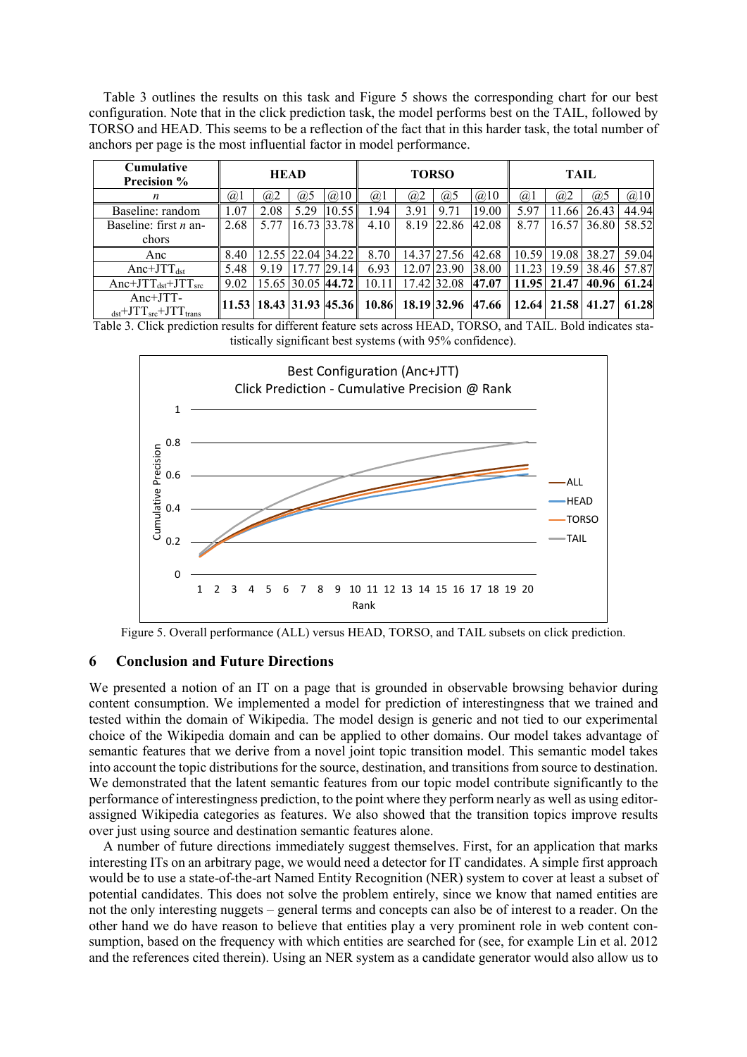Table 3 outlines the results on this task and Figure 5 shows the corresponding chart for our best configuration. Note that in the click prediction task, the model performs best on the TAIL, followed by TORSO and HEAD. This seems to be a reflection of the fact that in this harder task, the total number of anchors per page is the most influential factor in model performance.

| Cumulative Precision % | HEAD | | | | TORSO | | | | TAIL | | | |
|---|---|---|---|---|---|---|---|---|---|---|---|---|
| $n$ | @1 | @2 | @5 | @10 | @1 | @2 | @5 | @10 | @1 | @2 | @5 | @10 |
| Baseline: random | 1.07 | 2.08 | 5.29 | 10.55 | 1.94 | 3.91 | 9.71 | 19.00 | 5.97 | 11.66 | 26.43 | 44.94 |
| Baseline: first $n$ anchors | 2.68 | 5.77 | 16.73 | 33.78 | 4.10 | 8.19 | 22.86 | 42.08 | 8.77 | 16.57 | 36.80 | 58.52 |
| Anc | 8.40 | 12.55 | 22.04 | 34.22 | 8.70 | 14.37 | 27.56 | 42.68 | 10.59 | 19.08 | 38.27 | 59.04 |
| Anc+$JTT_{dst}$ | 5.48 | 9.19 | 17.77 | 29.14 | 6.93 | 12.07 | 23.90 | 38.00 | 11.23 | 19.59 | 38.46 | 57.87 |
| Anc+$JTT_{dst}$+$JTT_{src}$ | 9.02 | 15.65 | 30.05 | **44.72** | 10.11 | 17.42 | 32.08 | **47.07** | **11.95** | **21.47** | **40.96** | **61.24** |
| Anc+$JTT_{dst}$+$JTT_{src}$+$JTT_{trans}$ | **11.53** | **18.43** | **31.93** | **45.36** | **10.86** | **18.19** | **32.96** | **47.66** | **12.64** | **21.58** | **41.27** | **61.28** |

Table 3. Click prediction results for different feature sets across HEAD, TORSO, and TAIL. Bold indicates statistically significant best systems (with 95% confidence).

Figure 5. Overall performance (ALL) versus HEAD, TORSO, and TAIL subsets on click prediction.

## 6 Conclusion and Future Directions

We presented a notion of an IT on a page that is grounded in observable browsing behavior during content consumption. We implemented a model for prediction of interestingness that we trained and tested within the domain of Wikipedia. The model design is generic and not tied to our experimental choice of the Wikipedia domain and can be applied to other domains. Our model takes advantage of semantic features that we derive from a novel joint topic transition model. This semantic model takes into account the topic distributions for the source, destination, and transitions from source to destination. We demonstrated that the latent semantic features from our topic model contribute significantly to the performance of interestingness prediction, to the point where they perform nearly as well as using editor-assigned Wikipedia categories as features. We also showed that the transition topics improve results over just using source and destination semantic features alone.

A number of future directions immediately suggest themselves. First, for an application that marks interesting ITs on an arbitrary page, we would need a detector for IT candidates. A simple first approach would be to use a state-of-the-art Named Entity Recognition (NER) system to cover at least a subset of potential candidates. This does not solve the problem entirely, since we know that named entities are not the only interesting nuggets – general terms and concepts can also be of interest to a reader. On the other hand we do have reason to believe that entities play a very prominent role in web content consumption, based on the frequency with which entities are searched for (see, for example Lin et al. 2012 and the references cited therein). Using an NER system as a candidate generator would also allow us to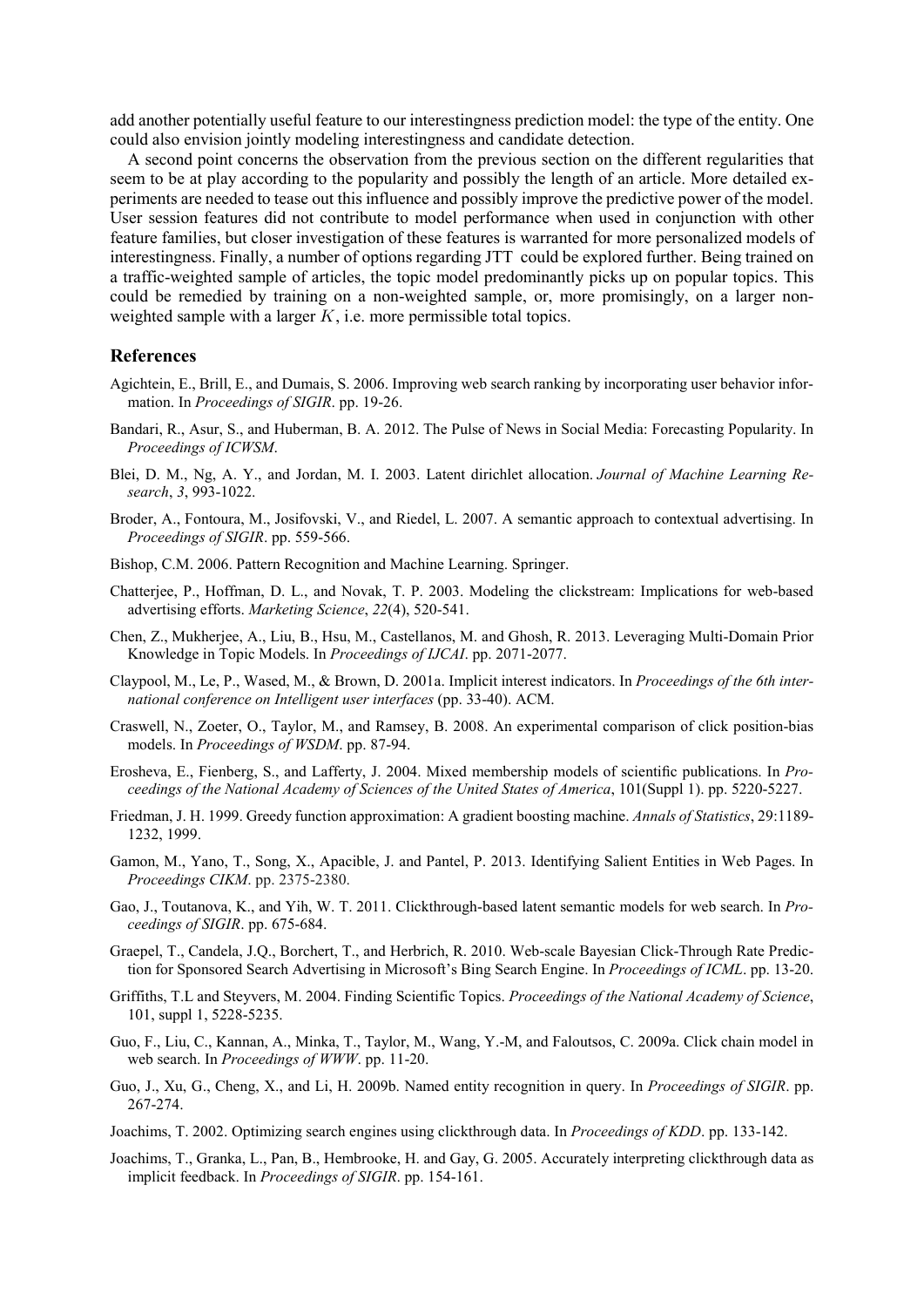add another potentially useful feature to our interestingness prediction model: the type of the entity. One could also envision jointly modeling interestingness and candidate detection.

A second point concerns the observation from the previous section on the different regularities that seem to be at play according to the popularity and possibly the length of an article. More detailed experiments are needed to tease out this influence and possibly improve the predictive power of the model. User session features did not contribute to model performance when used in conjunction with other feature families, but closer investigation of these features is warranted for more personalized models of interestingness. Finally, a number of options regarding JTT could be explored further. Being trained on a traffic-weighted sample of articles, the topic model predominantly picks up on popular topics. This could be remedied by training on a non-weighted sample, or, more promisingly, on a larger non-weighted sample with a larger $K$, i.e. more permissible total topics.

## References

Agichtein, E., Brill, E., and Dumais, S. 2006. Improving web search ranking by incorporating user behavior information. In *Proceedings of SIGIR*. pp. 19-26.

Bandari, R., Asur, S., and Huberman, B. A. 2012. The Pulse of News in Social Media: Forecasting Popularity. In *Proceedings of ICWSM*.

Blei, D. M., Ng, A. Y., and Jordan, M. I. 2003. Latent dirichlet allocation. *Journal of Machine Learning Research*, *3*, 993-1022.

Broder, A., Fontoura, M., Josifovski, V., and Riedel, L. 2007. A semantic approach to contextual advertising. In *Proceedings of SIGIR*. pp. 559-566.

Bishop, C.M. 2006. Pattern Recognition and Machine Learning. Springer.

Chatterjee, P., Hoffman, D. L., and Novak, T. P. 2003. Modeling the clickstream: Implications for web-based advertising efforts. *Marketing Science*, *22*(4), 520-541.

Chen, Z., Mukherjee, A., Liu, B., Hsu, M., Castellanos, M. and Ghosh, R. 2013. Leveraging Multi-Domain Prior Knowledge in Topic Models. In *Proceedings of IJCAI*. pp. 2071-2077.

Claypool, M., Le, P., Wased, M., & Brown, D. 2001a. Implicit interest indicators. In *Proceedings of the 6th international conference on Intelligent user interfaces* (pp. 33-40). ACM.

Craswell, N., Zoeter, O., Taylor, M., and Ramsey, B. 2008. An experimental comparison of click position-bias models. In *Proceedings of WSDM*. pp. 87-94.

Erosheva, E., Fienberg, S., and Lafferty, J. 2004. Mixed membership models of scientific publications. In *Proceedings of the National Academy of Sciences of the United States of America*, 101(Suppl 1). pp. 5220-5227.

Friedman, J. H. 1999. Greedy function approximation: A gradient boosting machine. *Annals of Statistics*, 29:1189-1232, 1999.

Gamon, M., Yano, T., Song, X., Apacible, J. and Pantel, P. 2013. Identifying Salient Entities in Web Pages. In *Proceedings CIKM*. pp. 2375-2380.

Gao, J., Toutanova, K., and Yih, W. T. 2011. Clickthrough-based latent semantic models for web search. In *Proceedings of SIGIR*. pp. 675-684.

Graepel, T., Candela, J.Q., Borchert, T., and Herbrich, R. 2010. Web-scale Bayesian Click-Through Rate Prediction for Sponsored Search Advertising in Microsoft's Bing Search Engine. In *Proceedings of ICML*. pp. 13-20.

Griffiths, T.L and Steyvers, M. 2004. Finding Scientific Topics. *Proceedings of the National Academy of Science*, 101, suppl 1, 5228-5235.

Guo, F., Liu, C., Kannan, A., Minka, T., Taylor, M., Wang, Y.-M, and Faloutsos, C. 2009a. Click chain model in web search. In *Proceedings of WWW*. pp. 11-20.

Guo, J., Xu, G., Cheng, X., and Li, H. 2009b. Named entity recognition in query. In *Proceedings of SIGIR*. pp. 267-274.

Joachims, T. 2002. Optimizing search engines using clickthrough data. In *Proceedings of KDD*. pp. 133-142.

Joachims, T., Granka, L., Pan, B., Hembrooke, H. and Gay, G. 2005. Accurately interpreting clickthrough data as implicit feedback. In *Proceedings of SIGIR*. pp. 154-161.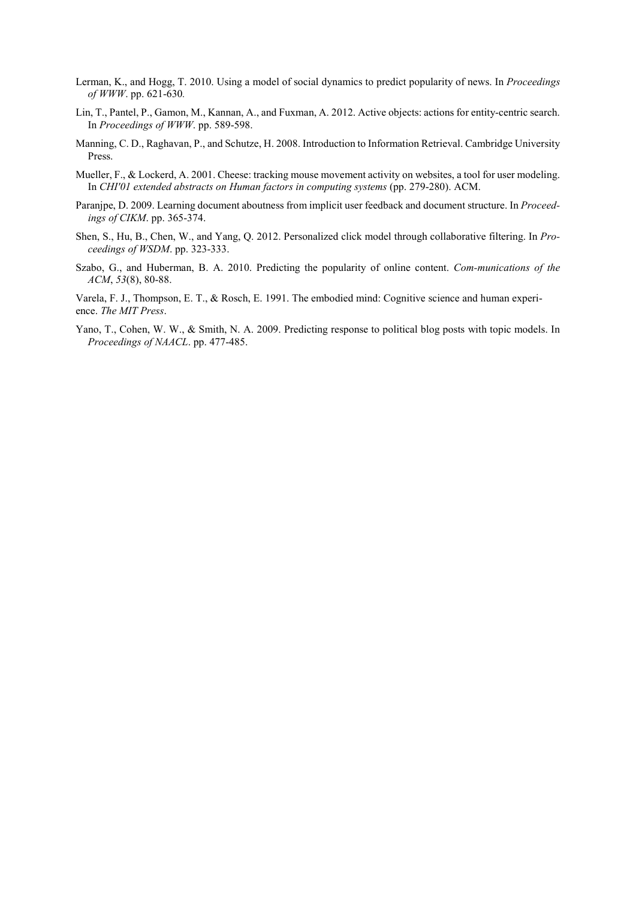Lerman, K., and Hogg, T. 2010. Using a model of social dynamics to predict popularity of news. In *Proceedings of WWW*. pp. 621-630*.*

Lin, T., Pantel, P., Gamon, M., Kannan, A., and Fuxman, A. 2012. Active objects: actions for entity-centric search. In *Proceedings of WWW*. pp. 589-598.

Manning, C. D., Raghavan, P., and Schutze, H. 2008. Introduction to Information Retrieval. Cambridge University Press.

Mueller, F., & Lockerd, A. 2001. Cheese: tracking mouse movement activity on websites, a tool for user modeling. In *CHI'01 extended abstracts on Human factors in computing systems* (pp. 279-280). ACM.

Paranjpe, D. 2009. Learning document aboutness from implicit user feedback and document structure. In *Proceedings of CIKM*. pp. 365-374.

Shen, S., Hu, B., Chen, W., and Yang, Q. 2012. Personalized click model through collaborative filtering. In *Proceedings of WSDM*. pp. 323-333.

Szabo, G., and Huberman, B. A. 2010. Predicting the popularity of online content. *Com-munications of the ACM*, *53*(8), 80-88.

Varela, F. J., Thompson, E. T., & Rosch, E. 1991. The embodied mind: Cognitive science and human experience. *The MIT Press*.

Yano, T., Cohen, W. W., & Smith, N. A. 2009. Predicting response to political blog posts with topic models. In *Proceedings of NAACL*. pp. 477-485.